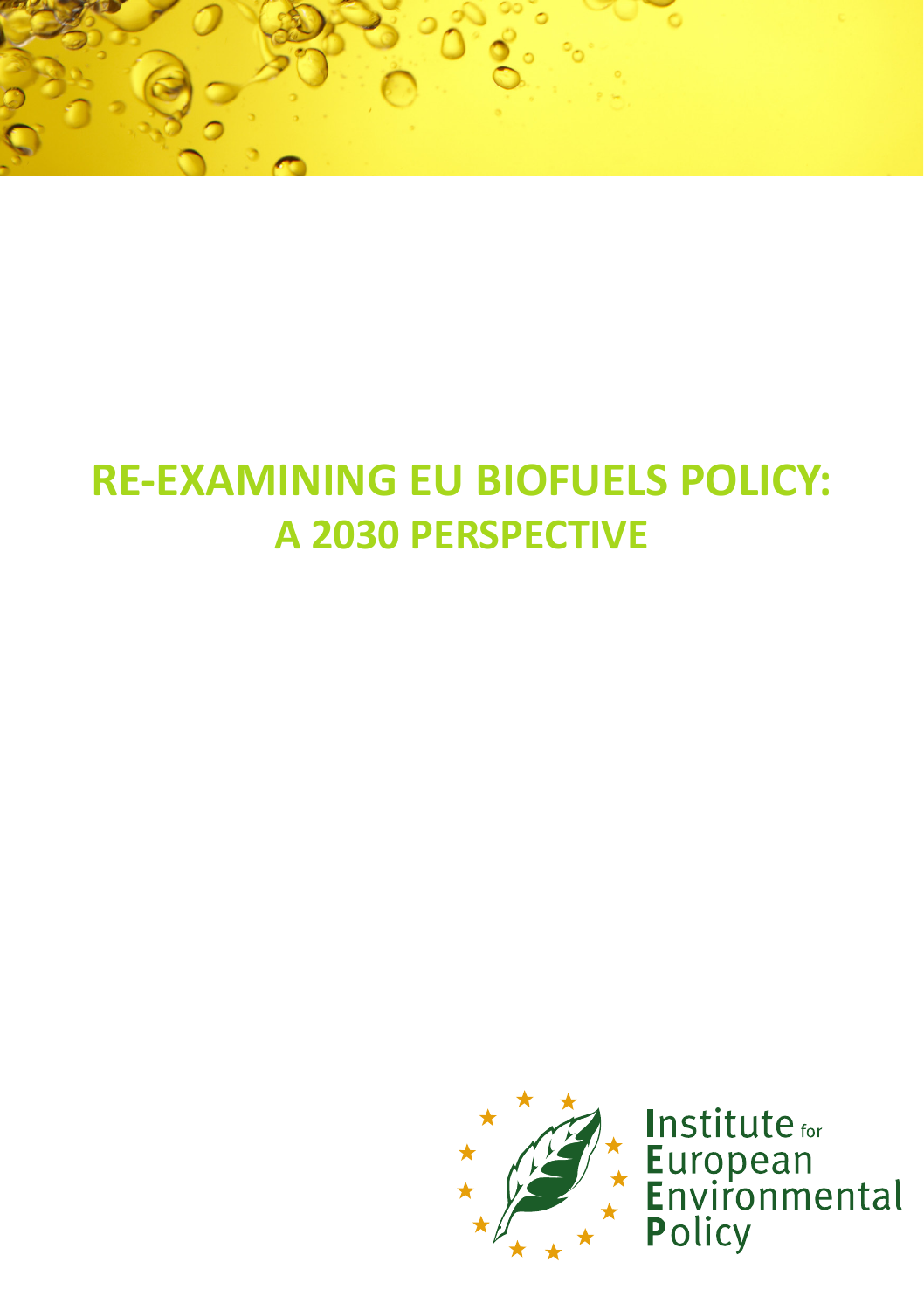# RE-EXAMINING EU BIOFUELS POLICY: A 2030 PERSPECTIVE

Institute for European Environmental Policy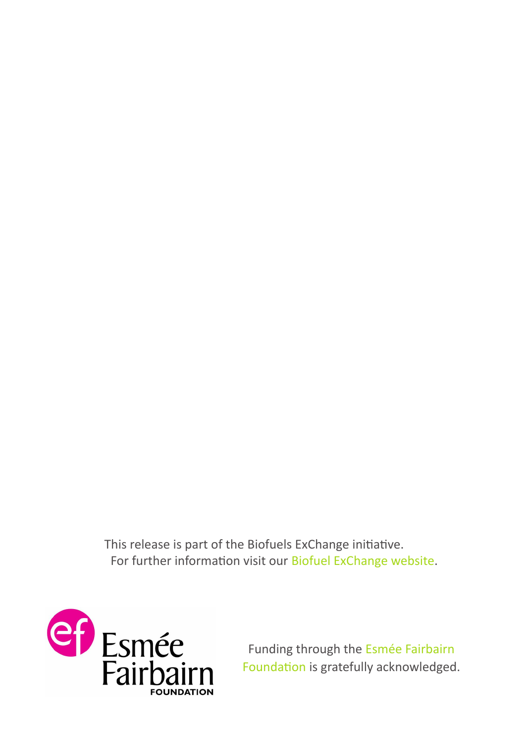This release is part of the Biofuels ExChange initiative.
For further information visit our Biofuel ExChange website.

Funding through the Esmée Fairbairn Foundation is gratefully acknowledged.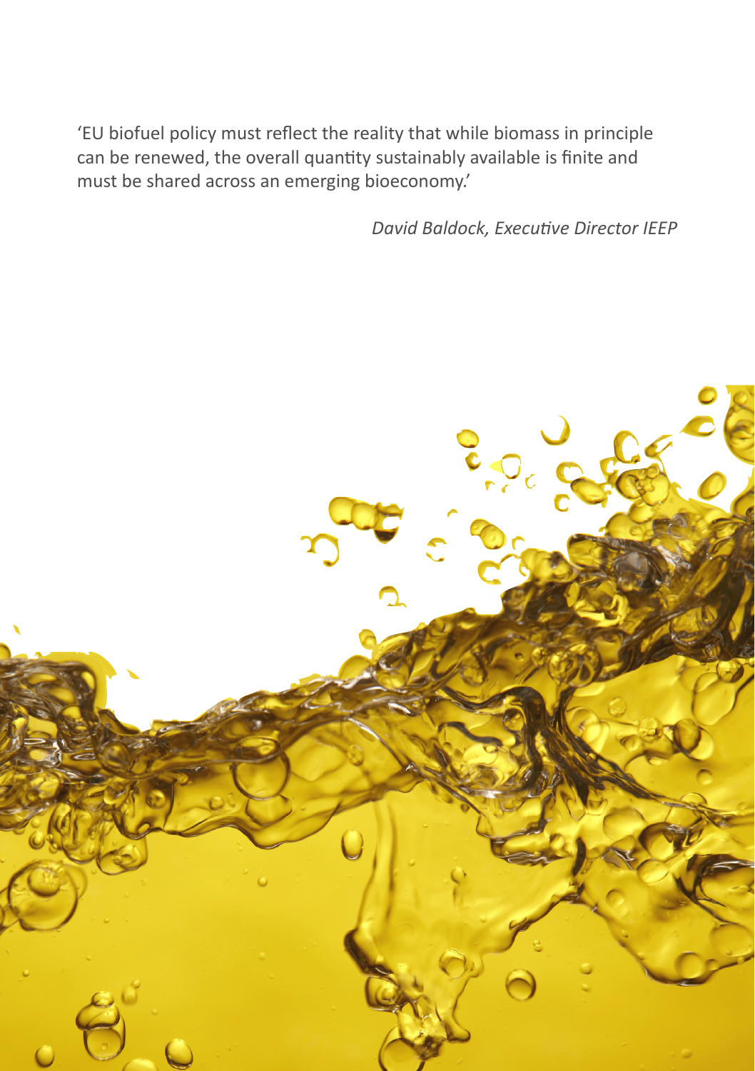'EU biofuel policy must reflect the reality that while biomass in principle can be renewed, the overall quantity sustainably available is finite and must be shared across an emerging bioeconomy.'

*David Baldock, Executive Director IEEP*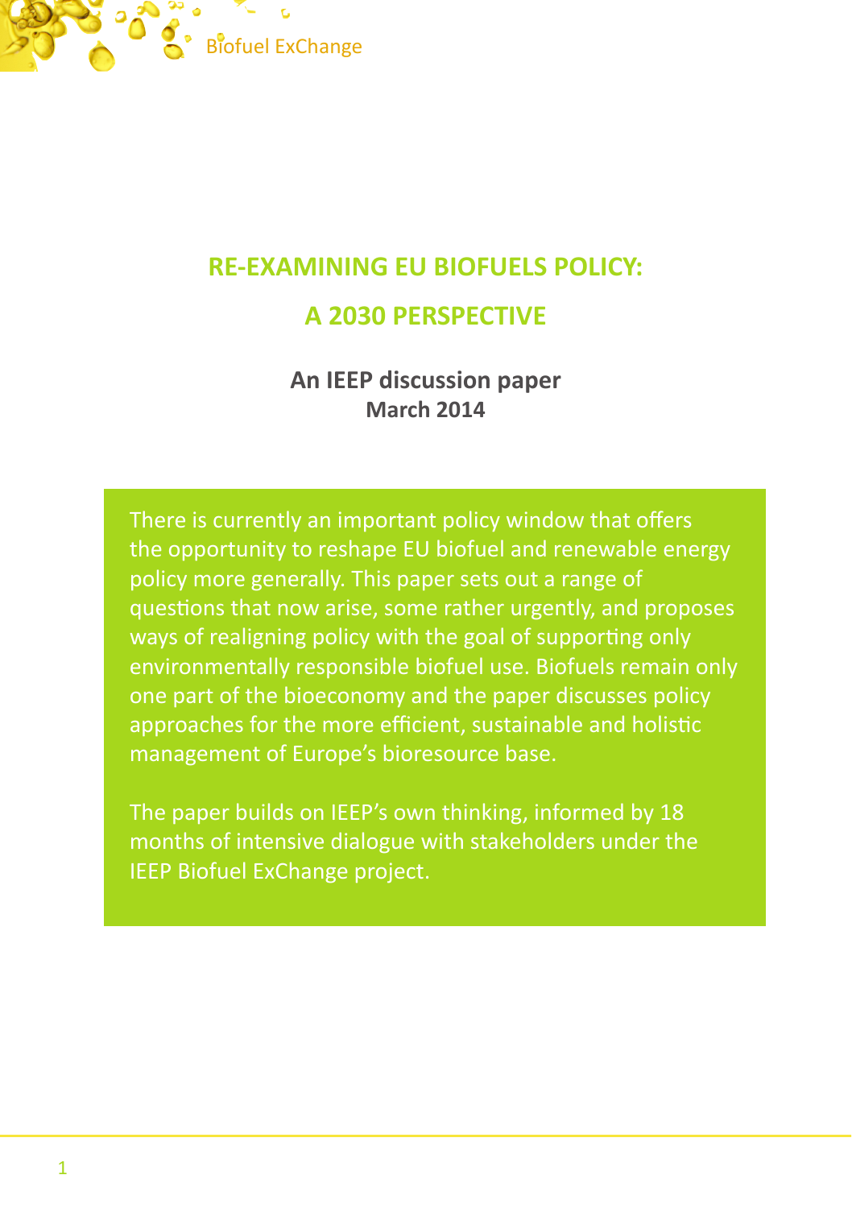Biofuel ExChange

# RE-EXAMINING EU BIOFUELS POLICY:

# A 2030 PERSPECTIVE

**An IEEP discussion paper**
**March 2014**

There is currently an important policy window that offers the opportunity to reshape EU biofuel and renewable energy policy more generally. This paper sets out a range of questions that now arise, some rather urgently, and proposes ways of realigning policy with the goal of supporting only environmentally responsible biofuel use. Biofuels remain only one part of the bioeconomy and the paper discusses policy approaches for the more efficient, sustainable and holistic management of Europe's bioresource base.

The paper builds on IEEP's own thinking, informed by 18 months of intensive dialogue with stakeholders under the IEEP Biofuel ExChange project.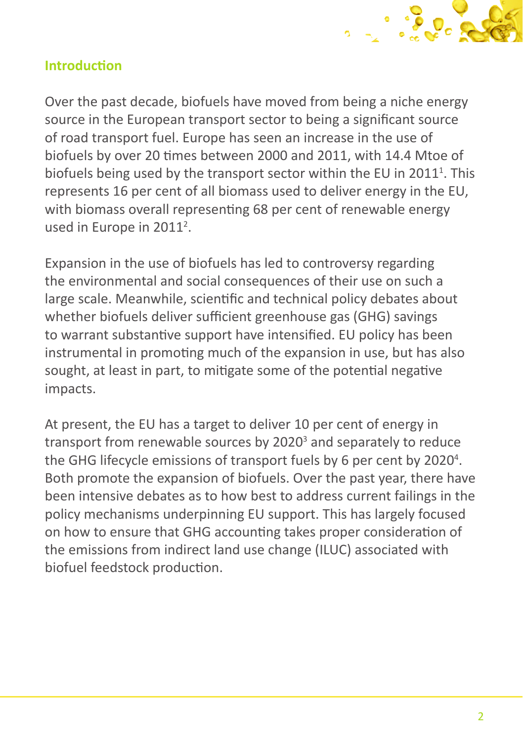## Introduction

Over the past decade, biofuels have moved from being a niche energy source in the European transport sector to being a significant source of road transport fuel. Europe has seen an increase in the use of biofuels by over 20 times between 2000 and 2011, with 14.4 Mtoe of biofuels being used by the transport sector within the EU in 2011[1]. This represents 16 per cent of all biomass used to deliver energy in the EU, with biomass overall representing 68 per cent of renewable energy used in Europe in 2011[2].

Expansion in the use of biofuels has led to controversy regarding the environmental and social consequences of their use on such a large scale. Meanwhile, scientific and technical policy debates about whether biofuels deliver sufficient greenhouse gas (GHG) savings to warrant substantive support have intensified. EU policy has been instrumental in promoting much of the expansion in use, but has also sought, at least in part, to mitigate some of the potential negative impacts.

At present, the EU has a target to deliver 10 per cent of energy in transport from renewable sources by 2020[3] and separately to reduce the GHG lifecycle emissions of transport fuels by 6 per cent by 2020[4]. Both promote the expansion of biofuels. Over the past year, there have been intensive debates as to how best to address current failings in the policy mechanisms underpinning EU support. This has largely focused on how to ensure that GHG accounting takes proper consideration of the emissions from indirect land use change (ILUC) associated with biofuel feedstock production.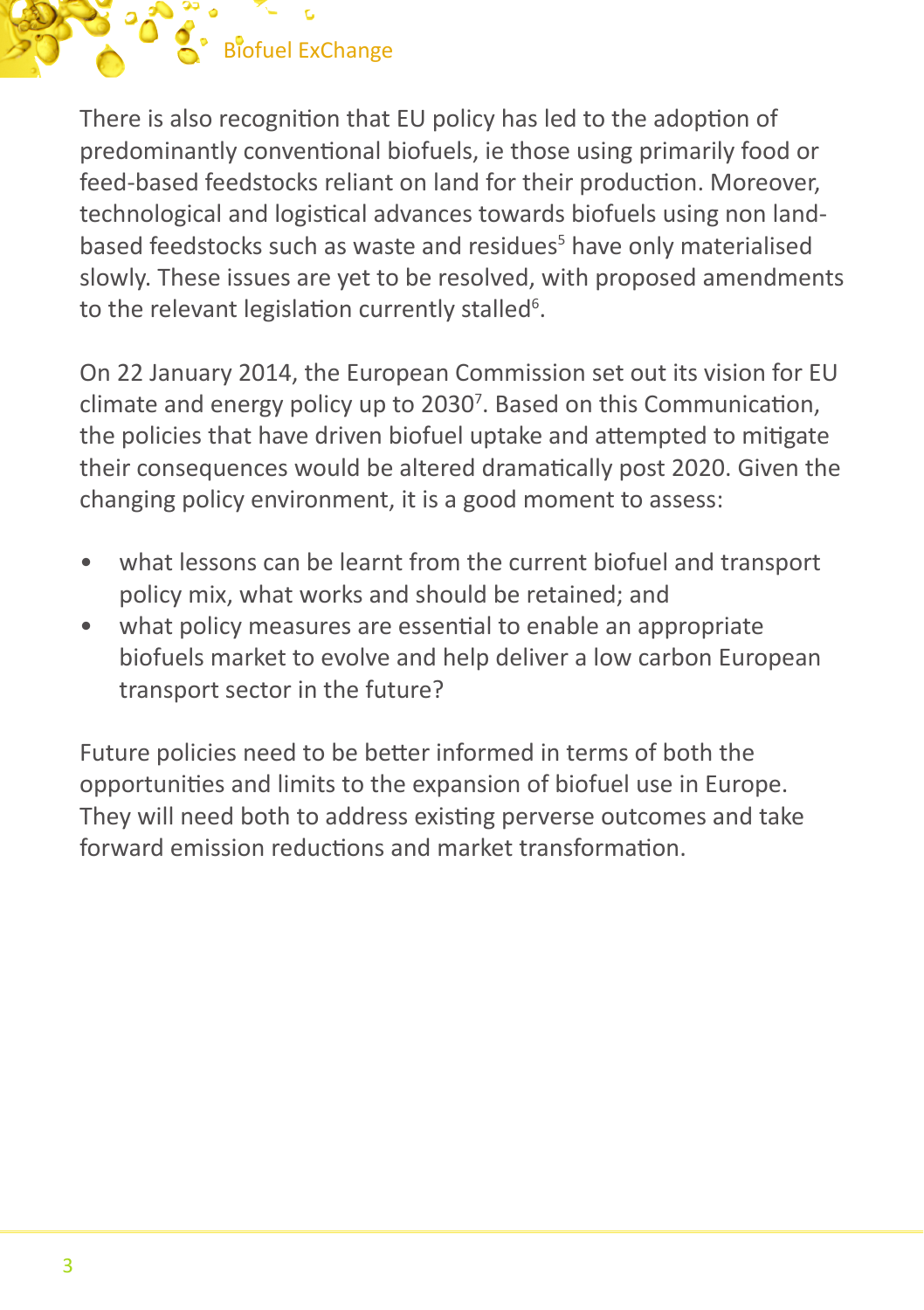There is also recognition that EU policy has led to the adoption of predominantly conventional biofuels, ie those using primarily food or feed-based feedstocks reliant on land for their production. Moreover, technological and logistical advances towards biofuels using non land-based feedstocks such as waste and residues[5] have only materialised slowly. These issues are yet to be resolved, with proposed amendments to the relevant legislation currently stalled[6].

On 22 January 2014, the European Commission set out its vision for EU climate and energy policy up to 2030[7]. Based on this Communication, the policies that have driven biofuel uptake and attempted to mitigate their consequences would be altered dramatically post 2020. Given the changing policy environment, it is a good moment to assess:

- what lessons can be learnt from the current biofuel and transport policy mix, what works and should be retained; and
- what policy measures are essential to enable an appropriate biofuels market to evolve and help deliver a low carbon European transport sector in the future?

Future policies need to be better informed in terms of both the opportunities and limits to the expansion of biofuel use in Europe. They will need both to address existing perverse outcomes and take forward emission reductions and market transformation.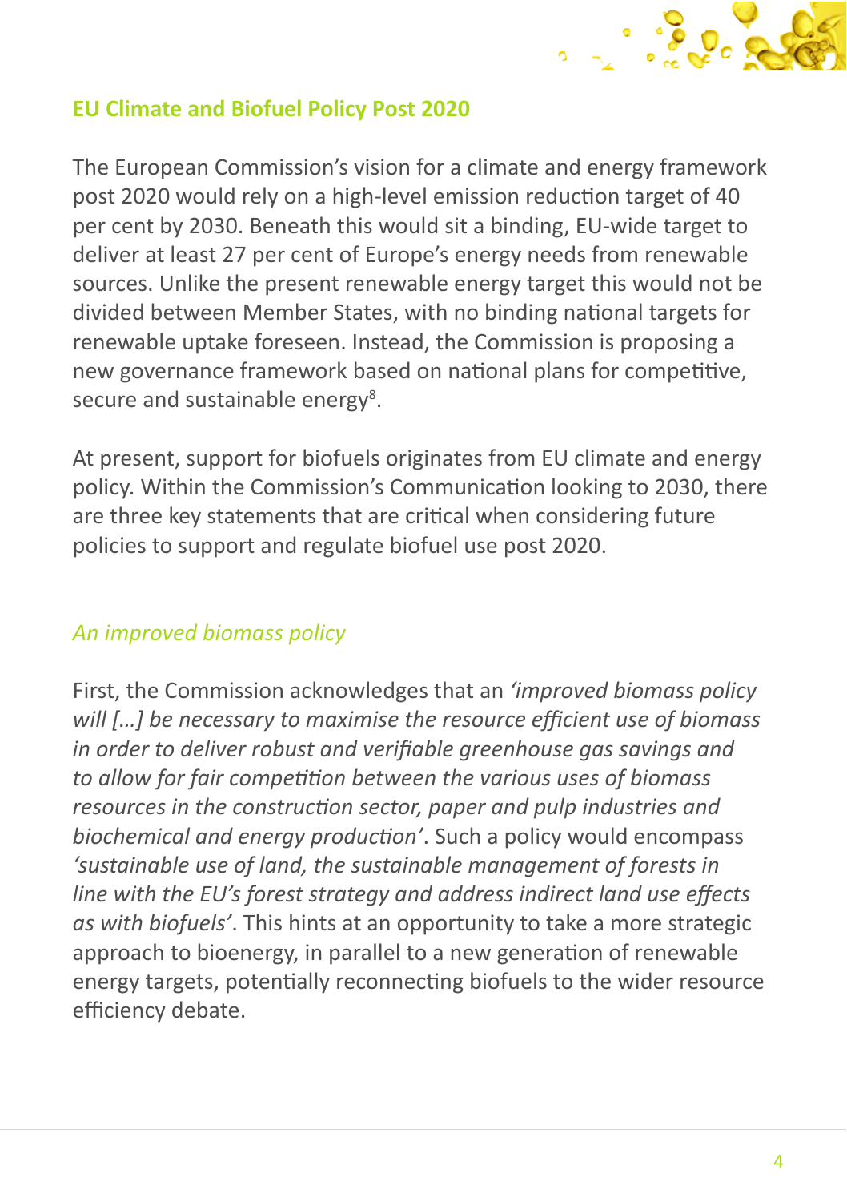## EU Climate and Biofuel Policy Post 2020

The European Commission's vision for a climate and energy framework post 2020 would rely on a high-level emission reduction target of 40 per cent by 2030. Beneath this would sit a binding, EU-wide target to deliver at least 27 per cent of Europe's energy needs from renewable sources. Unlike the present renewable energy target this would not be divided between Member States, with no binding national targets for renewable uptake foreseen. Instead, the Commission is proposing a new governance framework based on national plans for competitive, secure and sustainable energy[8].

At present, support for biofuels originates from EU climate and energy policy. Within the Commission's Communication looking to 2030, there are three key statements that are critical when considering future policies to support and regulate biofuel use post 2020.

### *An improved biomass policy*

First, the Commission acknowledges that an *'improved biomass policy will […] be necessary to maximise the resource efficient use of biomass in order to deliver robust and verifiable greenhouse gas savings and to allow for fair competition between the various uses of biomass resources in the construction sector, paper and pulp industries and biochemical and energy production'*. Such a policy would encompass *'sustainable use of land, the sustainable management of forests in line with the EU's forest strategy and address indirect land use effects as with biofuels'*. This hints at an opportunity to take a more strategic approach to bioenergy, in parallel to a new generation of renewable energy targets, potentially reconnecting biofuels to the wider resource efficiency debate.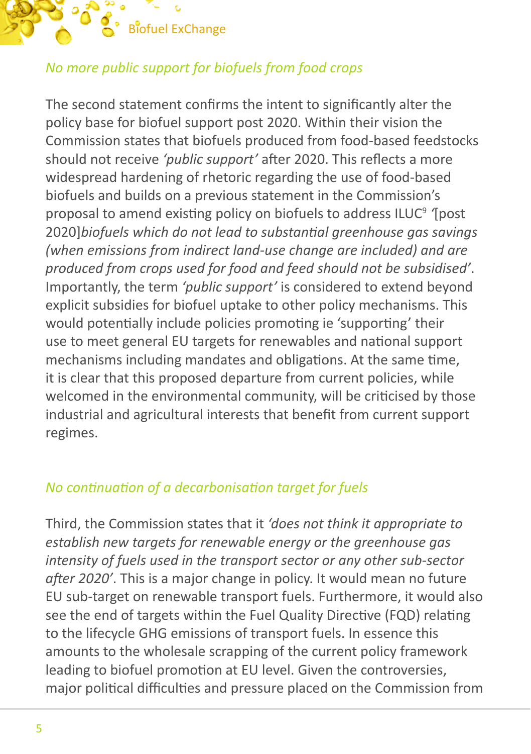### *No more public support for biofuels from food crops*

The second statement confirms the intent to significantly alter the policy base for biofuel support post 2020. Within their vision the Commission states that biofuels produced from food-based feedstocks should not receive *'public support'* after 2020. This reflects a more widespread hardening of rhetoric regarding the use of food-based biofuels and builds on a previous statement in the Commission's proposal to amend existing policy on biofuels to address ILUC[9] '[post 2020]*biofuels which do not lead to substantial greenhouse gas savings (when emissions from indirect land-use change are included) and are produced from crops used for food and feed should not be subsidised'*. Importantly, the term *'public support'* is considered to extend beyond explicit subsidies for biofuel uptake to other policy mechanisms. This would potentially include policies promoting ie 'supporting' their use to meet general EU targets for renewables and national support mechanisms including mandates and obligations. At the same time, it is clear that this proposed departure from current policies, while welcomed in the environmental community, will be criticised by those industrial and agricultural interests that benefit from current support regimes.

### *No continuation of a decarbonisation target for fuels*

Third, the Commission states that it *'does not think it appropriate to establish new targets for renewable energy or the greenhouse gas intensity of fuels used in the transport sector or any other sub-sector after 2020'*. This is a major change in policy. It would mean no future EU sub-target on renewable transport fuels. Furthermore, it would also see the end of targets within the Fuel Quality Directive (FQD) relating to the lifecycle GHG emissions of transport fuels. In essence this amounts to the wholesale scrapping of the current policy framework leading to biofuel promotion at EU level. Given the controversies, major political difficulties and pressure placed on the Commission from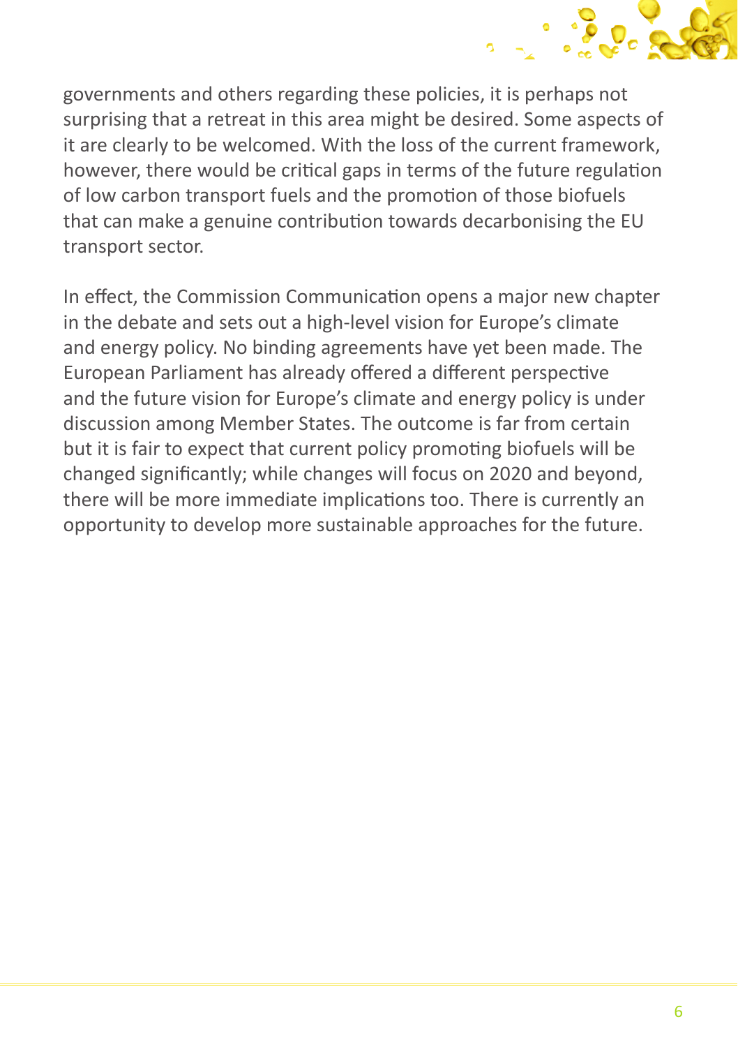governments and others regarding these policies, it is perhaps not surprising that a retreat in this area might be desired. Some aspects of it are clearly to be welcomed. With the loss of the current framework, however, there would be critical gaps in terms of the future regulation of low carbon transport fuels and the promotion of those biofuels that can make a genuine contribution towards decarbonising the EU transport sector.

In effect, the Commission Communication opens a major new chapter in the debate and sets out a high-level vision for Europe's climate and energy policy. No binding agreements have yet been made. The European Parliament has already offered a different perspective and the future vision for Europe's climate and energy policy is under discussion among Member States. The outcome is far from certain but it is fair to expect that current policy promoting biofuels will be changed significantly; while changes will focus on 2020 and beyond, there will be more immediate implications too. There is currently an opportunity to develop more sustainable approaches for the future.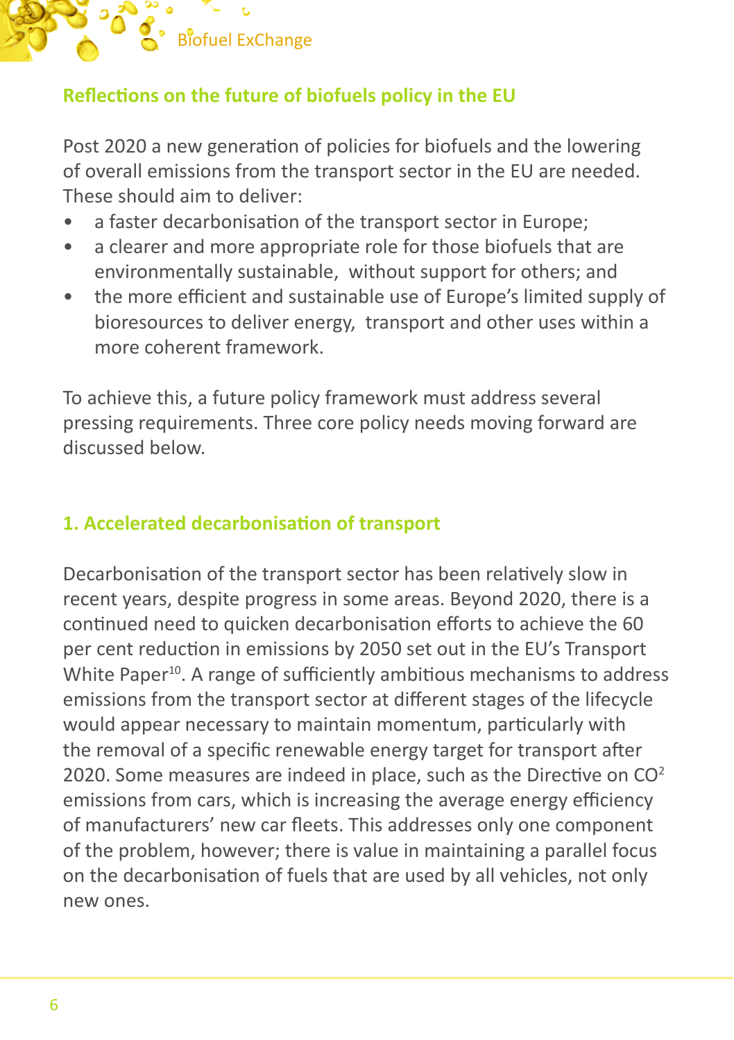## Reflections on the future of biofuels policy in the EU

Post 2020 a new generation of policies for biofuels and the lowering of overall emissions from the transport sector in the EU are needed. These should aim to deliver:

- a faster decarbonisation of the transport sector in Europe;
- a clearer and more appropriate role for those biofuels that are environmentally sustainable, without support for others; and
- the more efficient and sustainable use of Europe's limited supply of bioresources to deliver energy, transport and other uses within a more coherent framework.

To achieve this, a future policy framework must address several pressing requirements. Three core policy needs moving forward are discussed below.

### 1. Accelerated decarbonisation of transport

Decarbonisation of the transport sector has been relatively slow in recent years, despite progress in some areas. Beyond 2020, there is a continued need to quicken decarbonisation efforts to achieve the 60 per cent reduction in emissions by 2050 set out in the EU's Transport White Paper[10]. A range of sufficiently ambitious mechanisms to address emissions from the transport sector at different stages of the lifecycle would appear necessary to maintain momentum, particularly with the removal of a specific renewable energy target for transport after 2020. Some measures are indeed in place, such as the Directive on $CO^2$ emissions from cars, which is increasing the average energy efficiency of manufacturers' new car fleets. This addresses only one component of the problem, however; there is value in maintaining a parallel focus on the decarbonisation of fuels that are used by all vehicles, not only new ones.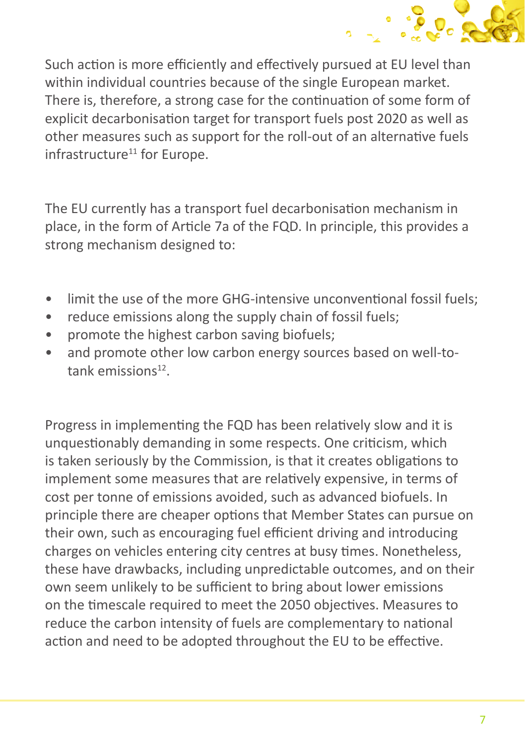Such action is more efficiently and effectively pursued at EU level than within individual countries because of the single European market. There is, therefore, a strong case for the continuation of some form of explicit decarbonisation target for transport fuels post 2020 as well as other measures such as support for the roll-out of an alternative fuels infrastructure[11] for Europe.

The EU currently has a transport fuel decarbonisation mechanism in place, in the form of Article 7a of the FQD. In principle, this provides a strong mechanism designed to:

- limit the use of the more GHG-intensive unconventional fossil fuels;
- reduce emissions along the supply chain of fossil fuels;
- promote the highest carbon saving biofuels;
- and promote other low carbon energy sources based on well-to-tank emissions[12].

Progress in implementing the FQD has been relatively slow and it is unquestionably demanding in some respects. One criticism, which is taken seriously by the Commission, is that it creates obligations to implement some measures that are relatively expensive, in terms of cost per tonne of emissions avoided, such as advanced biofuels. In principle there are cheaper options that Member States can pursue on their own, such as encouraging fuel efficient driving and introducing charges on vehicles entering city centres at busy times. Nonetheless, these have drawbacks, including unpredictable outcomes, and on their own seem unlikely to be sufficient to bring about lower emissions on the timescale required to meet the 2050 objectives. Measures to reduce the carbon intensity of fuels are complementary to national action and need to be adopted throughout the EU to be effective.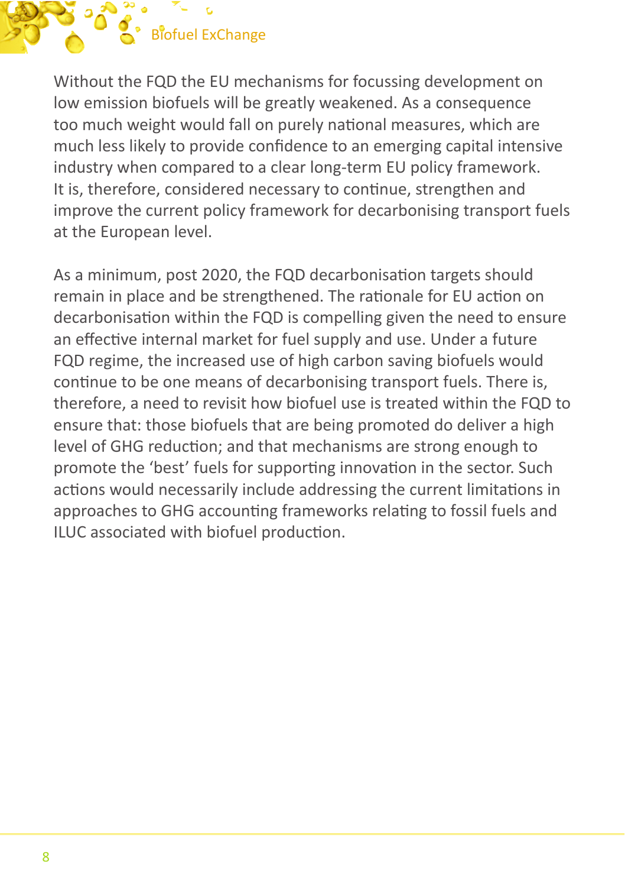Without the FQD the EU mechanisms for focussing development on low emission biofuels will be greatly weakened. As a consequence too much weight would fall on purely national measures, which are much less likely to provide confidence to an emerging capital intensive industry when compared to a clear long-term EU policy framework. It is, therefore, considered necessary to continue, strengthen and improve the current policy framework for decarbonising transport fuels at the European level.

As a minimum, post 2020, the FQD decarbonisation targets should remain in place and be strengthened. The rationale for EU action on decarbonisation within the FQD is compelling given the need to ensure an effective internal market for fuel supply and use. Under a future FQD regime, the increased use of high carbon saving biofuels would continue to be one means of decarbonising transport fuels. There is, therefore, a need to revisit how biofuel use is treated within the FQD to ensure that: those biofuels that are being promoted do deliver a high level of GHG reduction; and that mechanisms are strong enough to promote the 'best' fuels for supporting innovation in the sector. Such actions would necessarily include addressing the current limitations in approaches to GHG accounting frameworks relating to fossil fuels and ILUC associated with biofuel production.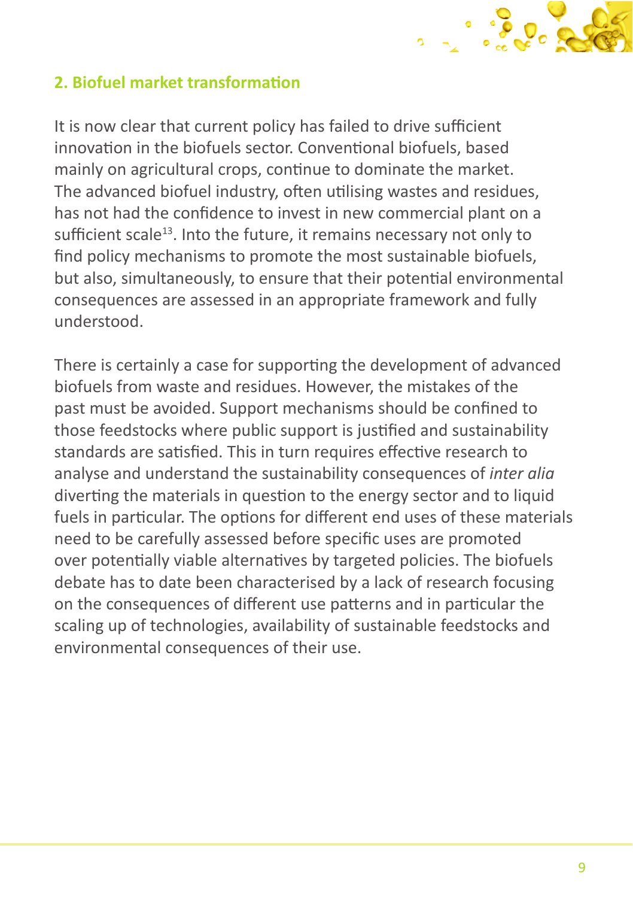## 2. Biofuel market transformation

It is now clear that current policy has failed to drive sufficient innovation in the biofuels sector. Conventional biofuels, based mainly on agricultural crops, continue to dominate the market. The advanced biofuel industry, often utilising wastes and residues, has not had the confidence to invest in new commercial plant on a sufficient scale[13]. Into the future, it remains necessary not only to find policy mechanisms to promote the most sustainable biofuels, but also, simultaneously, to ensure that their potential environmental consequences are assessed in an appropriate framework and fully understood.

There is certainly a case for supporting the development of advanced biofuels from waste and residues. However, the mistakes of the past must be avoided. Support mechanisms should be confined to those feedstocks where public support is justified and sustainability standards are satisfied. This in turn requires effective research to analyse and understand the sustainability consequences of *inter alia* diverting the materials in question to the energy sector and to liquid fuels in particular. The options for different end uses of these materials need to be carefully assessed before specific uses are promoted over potentially viable alternatives by targeted policies. The biofuels debate has to date been characterised by a lack of research focusing on the consequences of different use patterns and in particular the scaling up of technologies, availability of sustainable feedstocks and environmental consequences of their use.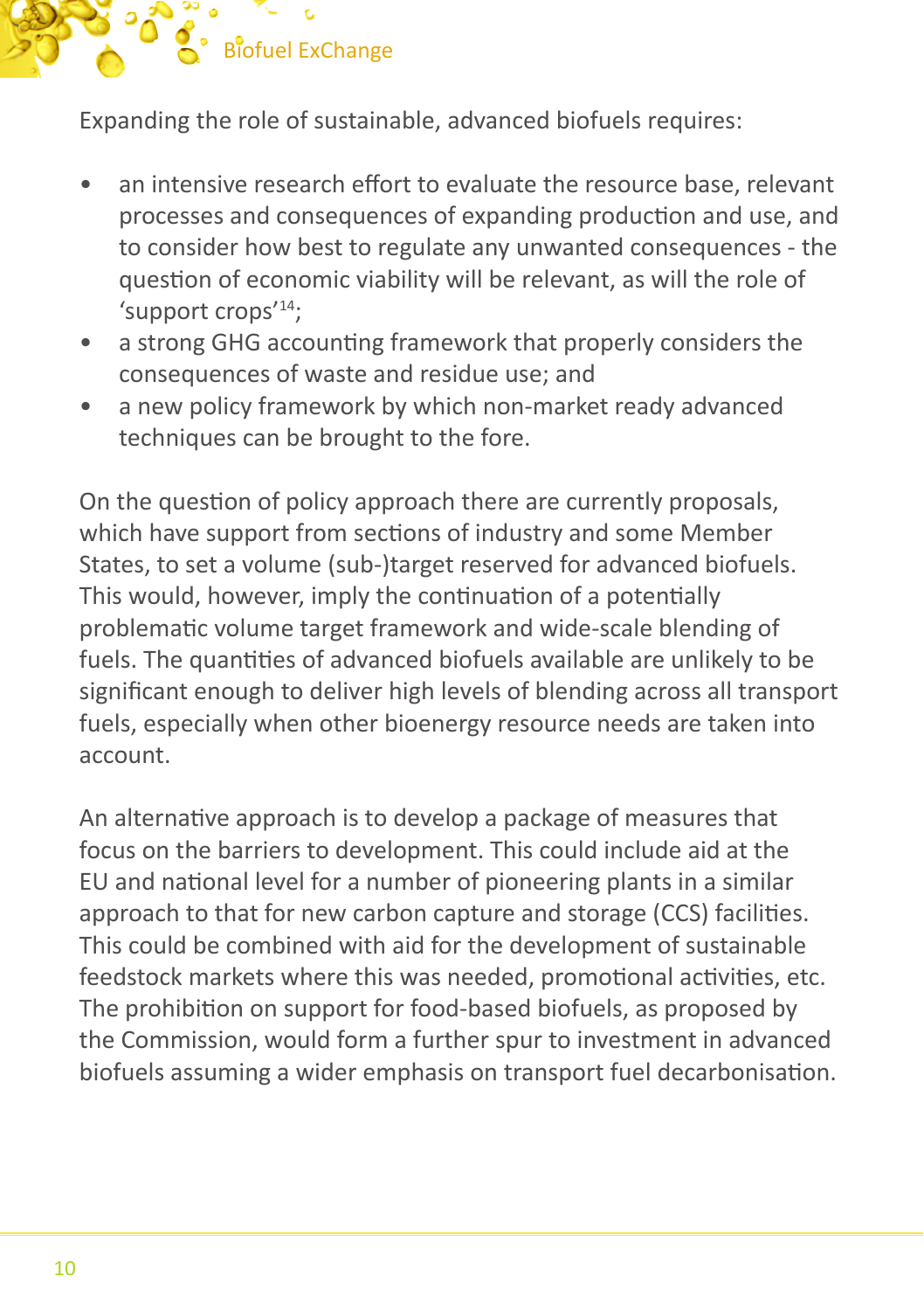Expanding the role of sustainable, advanced biofuels requires:

- an intensive research effort to evaluate the resource base, relevant processes and consequences of expanding production and use, and to consider how best to regulate any unwanted consequences - the question of economic viability will be relevant, as will the role of 'support crops'[14];
- a strong GHG accounting framework that properly considers the consequences of waste and residue use; and
- a new policy framework by which non-market ready advanced techniques can be brought to the fore.

On the question of policy approach there are currently proposals, which have support from sections of industry and some Member States, to set a volume (sub-)target reserved for advanced biofuels. This would, however, imply the continuation of a potentially problematic volume target framework and wide-scale blending of fuels. The quantities of advanced biofuels available are unlikely to be significant enough to deliver high levels of blending across all transport fuels, especially when other bioenergy resource needs are taken into account.

An alternative approach is to develop a package of measures that focus on the barriers to development. This could include aid at the EU and national level for a number of pioneering plants in a similar approach to that for new carbon capture and storage (CCS) facilities. This could be combined with aid for the development of sustainable feedstock markets where this was needed, promotional activities, etc. The prohibition on support for food-based biofuels, as proposed by the Commission, would form a further spur to investment in advanced biofuels assuming a wider emphasis on transport fuel decarbonisation.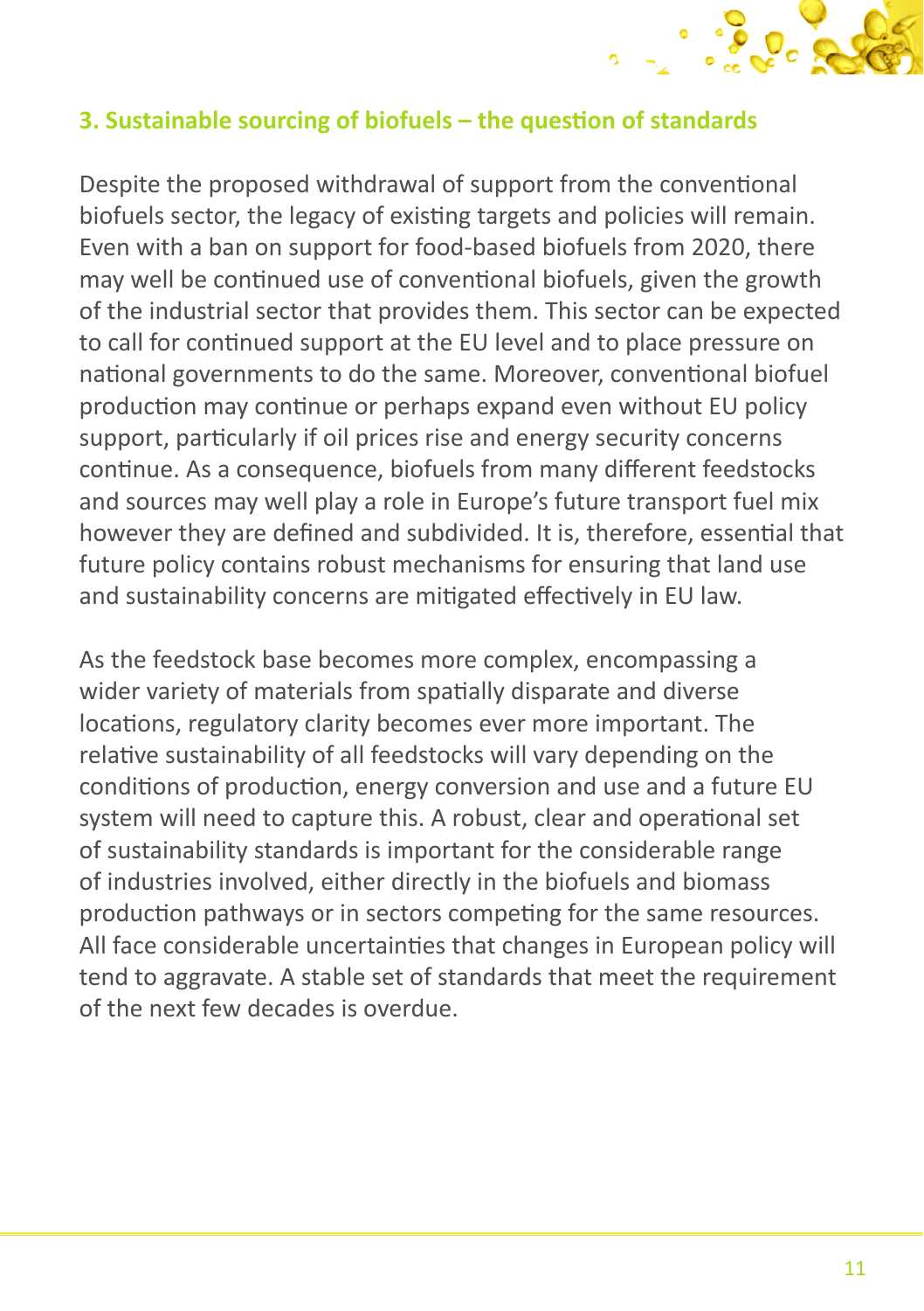## 3. Sustainable sourcing of biofuels – the question of standards

Despite the proposed withdrawal of support from the conventional biofuels sector, the legacy of existing targets and policies will remain. Even with a ban on support for food-based biofuels from 2020, there may well be continued use of conventional biofuels, given the growth of the industrial sector that provides them. This sector can be expected to call for continued support at the EU level and to place pressure on national governments to do the same. Moreover, conventional biofuel production may continue or perhaps expand even without EU policy support, particularly if oil prices rise and energy security concerns continue. As a consequence, biofuels from many different feedstocks and sources may well play a role in Europe's future transport fuel mix however they are defined and subdivided. It is, therefore, essential that future policy contains robust mechanisms for ensuring that land use and sustainability concerns are mitigated effectively in EU law.

As the feedstock base becomes more complex, encompassing a wider variety of materials from spatially disparate and diverse locations, regulatory clarity becomes ever more important. The relative sustainability of all feedstocks will vary depending on the conditions of production, energy conversion and use and a future EU system will need to capture this. A robust, clear and operational set of sustainability standards is important for the considerable range of industries involved, either directly in the biofuels and biomass production pathways or in sectors competing for the same resources. All face considerable uncertainties that changes in European policy will tend to aggravate. A stable set of standards that meet the requirement of the next few decades is overdue.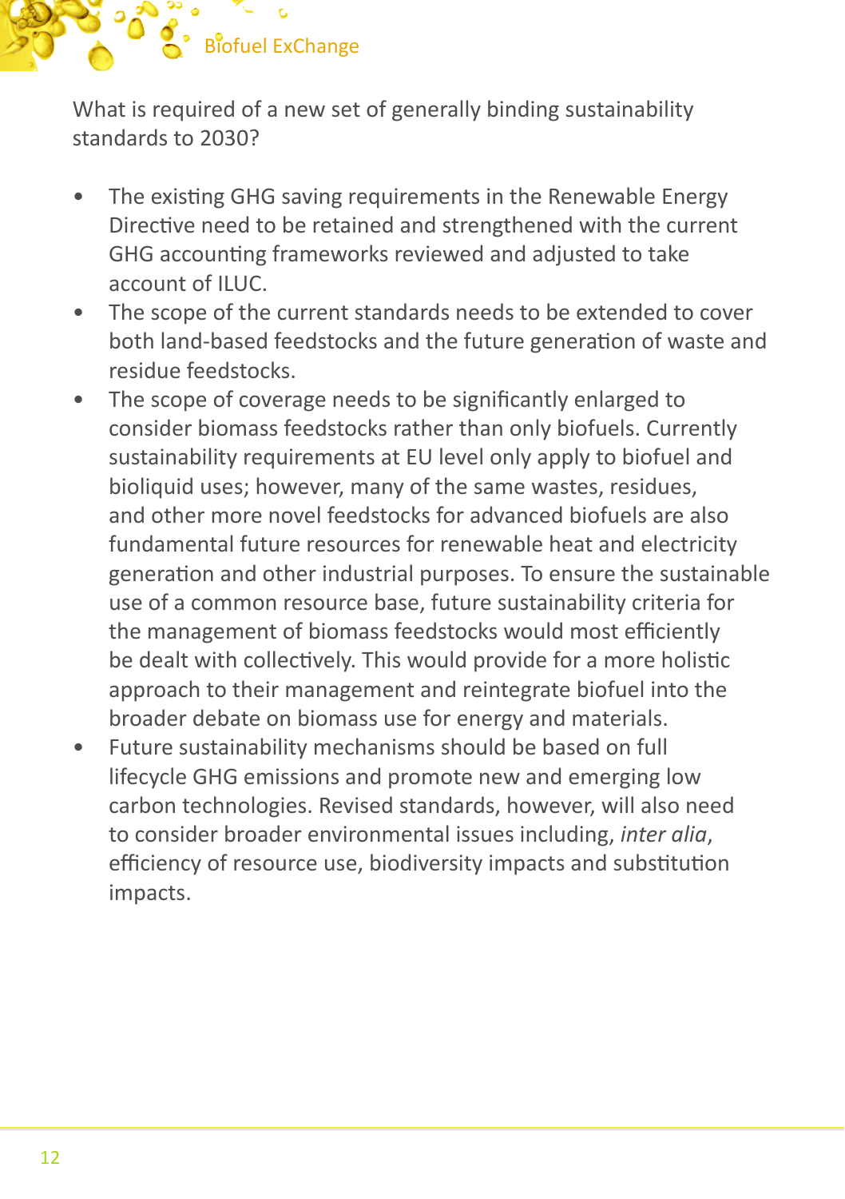What is required of a new set of generally binding sustainability standards to 2030?

- The existing GHG saving requirements in the Renewable Energy Directive need to be retained and strengthened with the current GHG accounting frameworks reviewed and adjusted to take account of ILUC.
- The scope of the current standards needs to be extended to cover both land-based feedstocks and the future generation of waste and residue feedstocks.
- The scope of coverage needs to be significantly enlarged to consider biomass feedstocks rather than only biofuels. Currently sustainability requirements at EU level only apply to biofuel and bioliquid uses; however, many of the same wastes, residues, and other more novel feedstocks for advanced biofuels are also fundamental future resources for renewable heat and electricity generation and other industrial purposes. To ensure the sustainable use of a common resource base, future sustainability criteria for the management of biomass feedstocks would most efficiently be dealt with collectively. This would provide for a more holistic approach to their management and reintegrate biofuel into the broader debate on biomass use for energy and materials.
- Future sustainability mechanisms should be based on full lifecycle GHG emissions and promote new and emerging low carbon technologies. Revised standards, however, will also need to consider broader environmental issues including, *inter alia*, efficiency of resource use, biodiversity impacts and substitution impacts.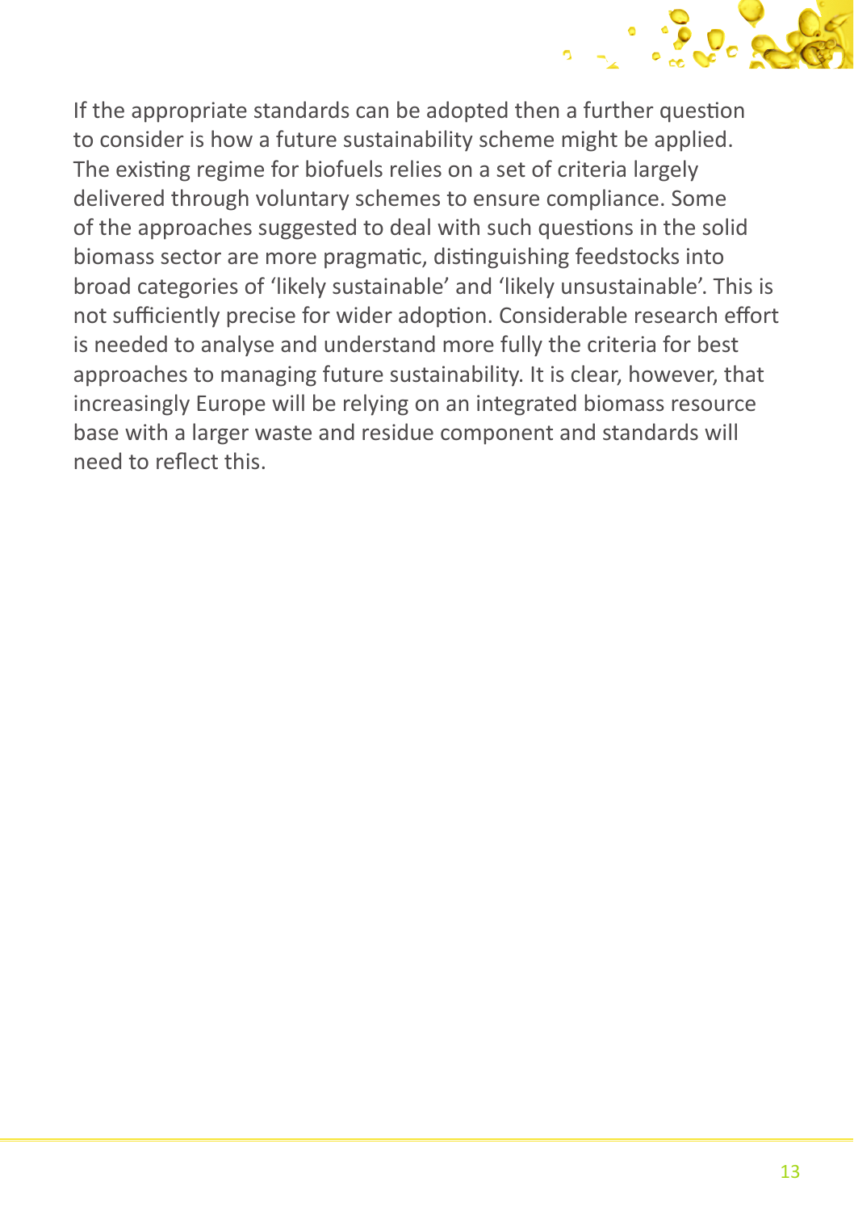If the appropriate standards can be adopted then a further question to consider is how a future sustainability scheme might be applied. The existing regime for biofuels relies on a set of criteria largely delivered through voluntary schemes to ensure compliance. Some of the approaches suggested to deal with such questions in the solid biomass sector are more pragmatic, distinguishing feedstocks into broad categories of 'likely sustainable' and 'likely unsustainable'. This is not sufficiently precise for wider adoption. Considerable research effort is needed to analyse and understand more fully the criteria for best approaches to managing future sustainability. It is clear, however, that increasingly Europe will be relying on an integrated biomass resource base with a larger waste and residue component and standards will need to reflect this.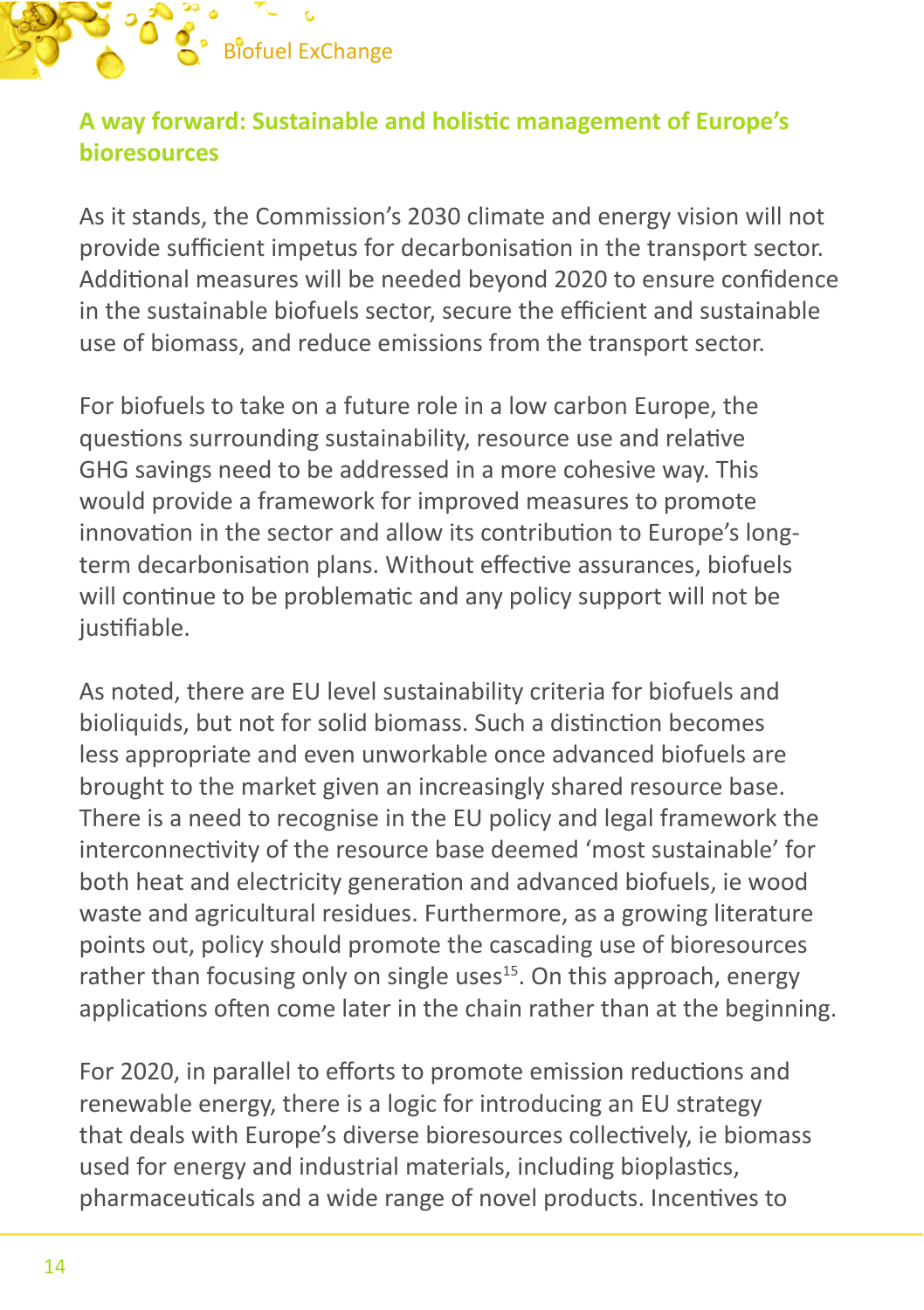## A way forward: Sustainable and holistic management of Europe's bioresources

As it stands, the Commission's 2030 climate and energy vision will not provide sufficient impetus for decarbonisation in the transport sector. Additional measures will be needed beyond 2020 to ensure confidence in the sustainable biofuels sector, secure the efficient and sustainable use of biomass, and reduce emissions from the transport sector.

For biofuels to take on a future role in a low carbon Europe, the questions surrounding sustainability, resource use and relative GHG savings need to be addressed in a more cohesive way. This would provide a framework for improved measures to promote innovation in the sector and allow its contribution to Europe's long-term decarbonisation plans. Without effective assurances, biofuels will continue to be problematic and any policy support will not be justifiable.

As noted, there are EU level sustainability criteria for biofuels and bioliquids, but not for solid biomass. Such a distinction becomes less appropriate and even unworkable once advanced biofuels are brought to the market given an increasingly shared resource base. There is a need to recognise in the EU policy and legal framework the interconnectivity of the resource base deemed 'most sustainable' for both heat and electricity generation and advanced biofuels, ie wood waste and agricultural residues. Furthermore, as a growing literature points out, policy should promote the cascading use of bioresources rather than focusing only on single uses[15]. On this approach, energy applications often come later in the chain rather than at the beginning.

For 2020, in parallel to efforts to promote emission reductions and renewable energy, there is a logic for introducing an EU strategy that deals with Europe's diverse bioresources collectively, ie biomass used for energy and industrial materials, including bioplastics, pharmaceuticals and a wide range of novel products. Incentives to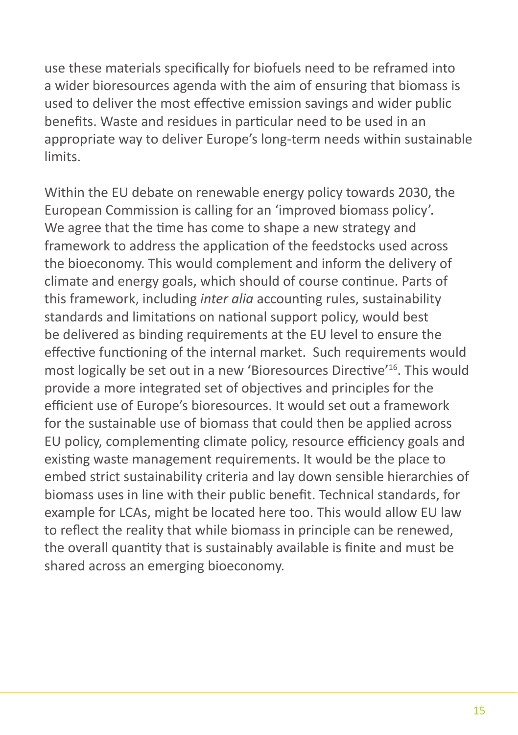use these materials specifically for biofuels need to be reframed into a wider bioresources agenda with the aim of ensuring that biomass is used to deliver the most effective emission savings and wider public benefits. Waste and residues in particular need to be used in an appropriate way to deliver Europe's long-term needs within sustainable limits.

Within the EU debate on renewable energy policy towards 2030, the European Commission is calling for an 'improved biomass policy'. We agree that the time has come to shape a new strategy and framework to address the application of the feedstocks used across the bioeconomy. This would complement and inform the delivery of climate and energy goals, which should of course continue. Parts of this framework, including *inter alia* accounting rules, sustainability standards and limitations on national support policy, would best be delivered as binding requirements at the EU level to ensure the effective functioning of the internal market. Such requirements would most logically be set out in a new 'Bioresources Directive'[16]. This would provide a more integrated set of objectives and principles for the efficient use of Europe's bioresources. It would set out a framework for the sustainable use of biomass that could then be applied across EU policy, complementing climate policy, resource efficiency goals and existing waste management requirements. It would be the place to embed strict sustainability criteria and lay down sensible hierarchies of biomass uses in line with their public benefit. Technical standards, for example for LCAs, might be located here too. This would allow EU law to reflect the reality that while biomass in principle can be renewed, the overall quantity that is sustainably available is finite and must be shared across an emerging bioeconomy.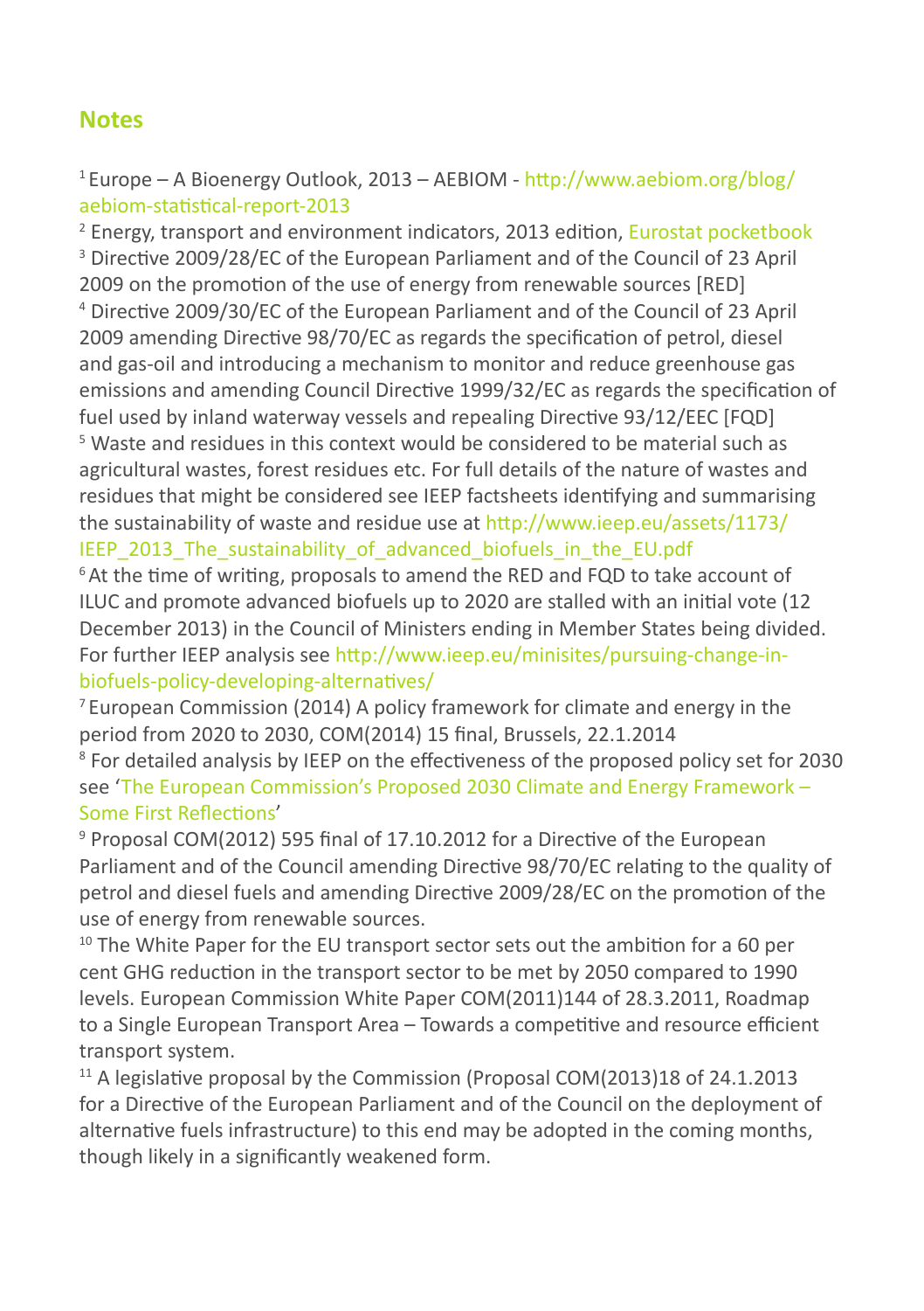## Notes

[1] Europe – A Bioenergy Outlook, 2013 – AEBIOM - http://www.aebiom.org/blog/aebiom-statistical-report-2013

[2] Energy, transport and environment indicators, 2013 edition, Eurostat pocketbook

[3] Directive 2009/28/EC of the European Parliament and of the Council of 23 April 2009 on the promotion of the use of energy from renewable sources [RED]

[4] Directive 2009/30/EC of the European Parliament and of the Council of 23 April 2009 amending Directive 98/70/EC as regards the specification of petrol, diesel and gas-oil and introducing a mechanism to monitor and reduce greenhouse gas emissions and amending Council Directive 1999/32/EC as regards the specification of fuel used by inland waterway vessels and repealing Directive 93/12/EEC [FQD]

[5] Waste and residues in this context would be considered to be material such as agricultural wastes, forest residues etc. For full details of the nature of wastes and residues that might be considered see IEEP factsheets identifying and summarising the sustainability of waste and residue use at http://www.ieep.eu/assets/1173/IEEP_2013_The_sustainability_of_advanced_biofuels_in_the_EU.pdf

[6] At the time of writing, proposals to amend the RED and FQD to take account of ILUC and promote advanced biofuels up to 2020 are stalled with an initial vote (12 December 2013) in the Council of Ministers ending in Member States being divided. For further IEEP analysis see http://www.ieep.eu/minisites/pursuing-change-in-biofuels-policy-developing-alternatives/

[7] European Commission (2014) A policy framework for climate and energy in the period from 2020 to 2030, COM(2014) 15 final, Brussels, 22.1.2014

[8] For detailed analysis by IEEP on the effectiveness of the proposed policy set for 2030 see 'The European Commission's Proposed 2030 Climate and Energy Framework – Some First Reflections'

[9] Proposal COM(2012) 595 final of 17.10.2012 for a Directive of the European Parliament and of the Council amending Directive 98/70/EC relating to the quality of petrol and diesel fuels and amending Directive 2009/28/EC on the promotion of the use of energy from renewable sources.

[10] The White Paper for the EU transport sector sets out the ambition for a 60 per cent GHG reduction in the transport sector to be met by 2050 compared to 1990 levels. European Commission White Paper COM(2011)144 of 28.3.2011, Roadmap to a Single European Transport Area – Towards a competitive and resource efficient transport system.

[11] A legislative proposal by the Commission (Proposal COM(2013)18 of 24.1.2013 for a Directive of the European Parliament and of the Council on the deployment of alternative fuels infrastructure) to this end may be adopted in the coming months, though likely in a significantly weakened form.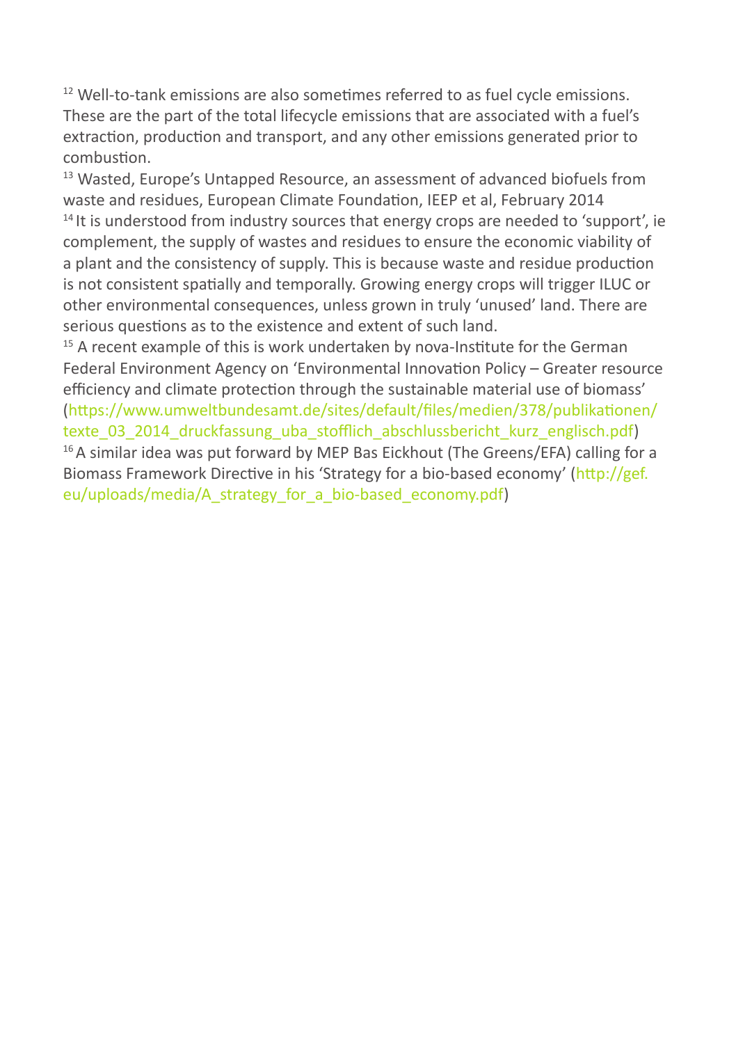[12] Well-to-tank emissions are also sometimes referred to as fuel cycle emissions. These are the part of the total lifecycle emissions that are associated with a fuel's extraction, production and transport, and any other emissions generated prior to combustion.

[13] Wasted, Europe's Untapped Resource, an assessment of advanced biofuels from waste and residues, European Climate Foundation, IEEP et al, February 2014

[14] It is understood from industry sources that energy crops are needed to 'support', ie complement, the supply of wastes and residues to ensure the economic viability of a plant and the consistency of supply. This is because waste and residue production is not consistent spatially and temporally. Growing energy crops will trigger ILUC or other environmental consequences, unless grown in truly 'unused' land. There are serious questions as to the existence and extent of such land.

[15] A recent example of this is work undertaken by nova-Institute for the German Federal Environment Agency on 'Environmental Innovation Policy – Greater resource efficiency and climate protection through the sustainable material use of biomass' (https://www.umweltbundesamt.de/sites/default/files/medien/378/publikationen/texte_03_2014_druckfassung_uba_stofflich_abschlussbericht_kurz_englisch.pdf)

[16] A similar idea was put forward by MEP Bas Eickhout (The Greens/EFA) calling for a Biomass Framework Directive in his 'Strategy for a bio-based economy' (http://gef.eu/uploads/media/A_strategy_for_a_bio-based_economy.pdf)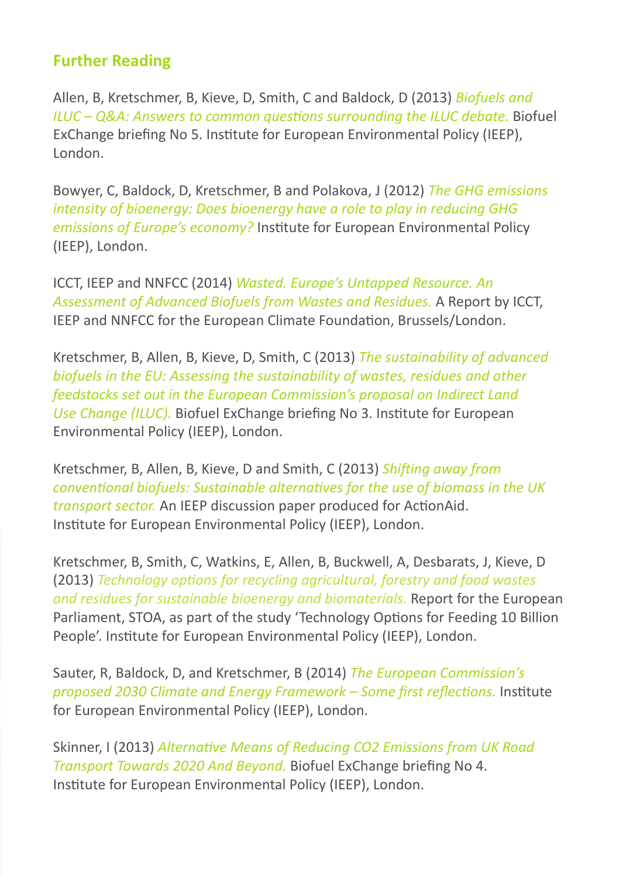## Further Reading

Allen, B, Kretschmer, B, Kieve, D, Smith, C and Baldock, D (2013) *Biofuels and ILUC – Q&A: Answers to common questions surrounding the ILUC debate.* Biofuel ExChange briefing No 5. Institute for European Environmental Policy (IEEP), London.

Bowyer, C, Baldock, D, Kretschmer, B and Polakova, J (2012) *The GHG emissions intensity of bioenergy: Does bioenergy have a role to play in reducing GHG emissions of Europe's economy?* Institute for European Environmental Policy (IEEP), London.

ICCT, IEEP and NNFCC (2014) *Wasted. Europe's Untapped Resource. An Assessment of Advanced Biofuels from Wastes and Residues.* A Report by ICCT, IEEP and NNFCC for the European Climate Foundation, Brussels/London.

Kretschmer, B, Allen, B, Kieve, D, Smith, C (2013) *The sustainability of advanced biofuels in the EU: Assessing the sustainability of wastes, residues and other feedstocks set out in the European Commission's proposal on Indirect Land Use Change (ILUC).* Biofuel ExChange briefing No 3. Institute for European Environmental Policy (IEEP), London.

Kretschmer, B, Allen, B, Kieve, D and Smith, C (2013) *Shifting away from conventional biofuels: Sustainable alternatives for the use of biomass in the UK transport sector.* An IEEP discussion paper produced for ActionAid. Institute for European Environmental Policy (IEEP), London.

Kretschmer, B, Smith, C, Watkins, E, Allen, B, Buckwell, A, Desbarats, J, Kieve, D (2013) *Technology options for recycling agricultural, forestry and food wastes and residues for sustainable bioenergy and biomaterials.* Report for the European Parliament, STOA, as part of the study 'Technology Options for Feeding 10 Billion People'. Institute for European Environmental Policy (IEEP), London.

Sauter, R, Baldock, D, and Kretschmer, B (2014) *The European Commission's proposed 2030 Climate and Energy Framework – Some first reflections.* Institute for European Environmental Policy (IEEP), London.

Skinner, I (2013) *Alternative Means of Reducing CO2 Emissions from UK Road Transport Towards 2020 And Beyond.* Biofuel ExChange briefing No 4. Institute for European Environmental Policy (IEEP), London.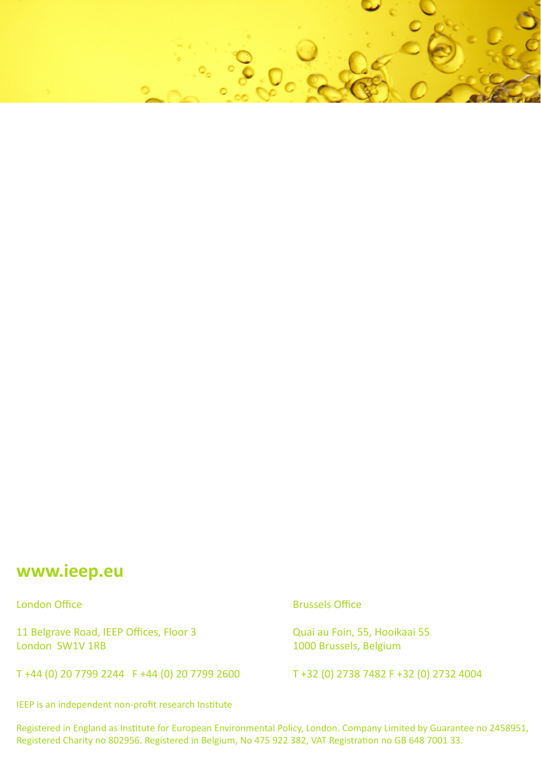**www.ieep.eu**

London Office

11 Belgrave Road, IEEP Offices, Floor 3
London SW1V 1RB

T +44 (0) 20 7799 2244 F +44 (0) 20 7799 2600

Brussels Office

Quai au Foin, 55, Hooikaai 55
1000 Brussels, Belgium

T +32 (0) 2738 7482 F +32 (0) 2732 4004

IEEP is an independent non-profit research Institute

Registered in England as Institute for European Environmental Policy, London. Company Limited by Guarantee no 2458951, Registered Charity no 802956. Registered in Belgium, No 475 922 382, VAT Registration no GB 648 7001 33.